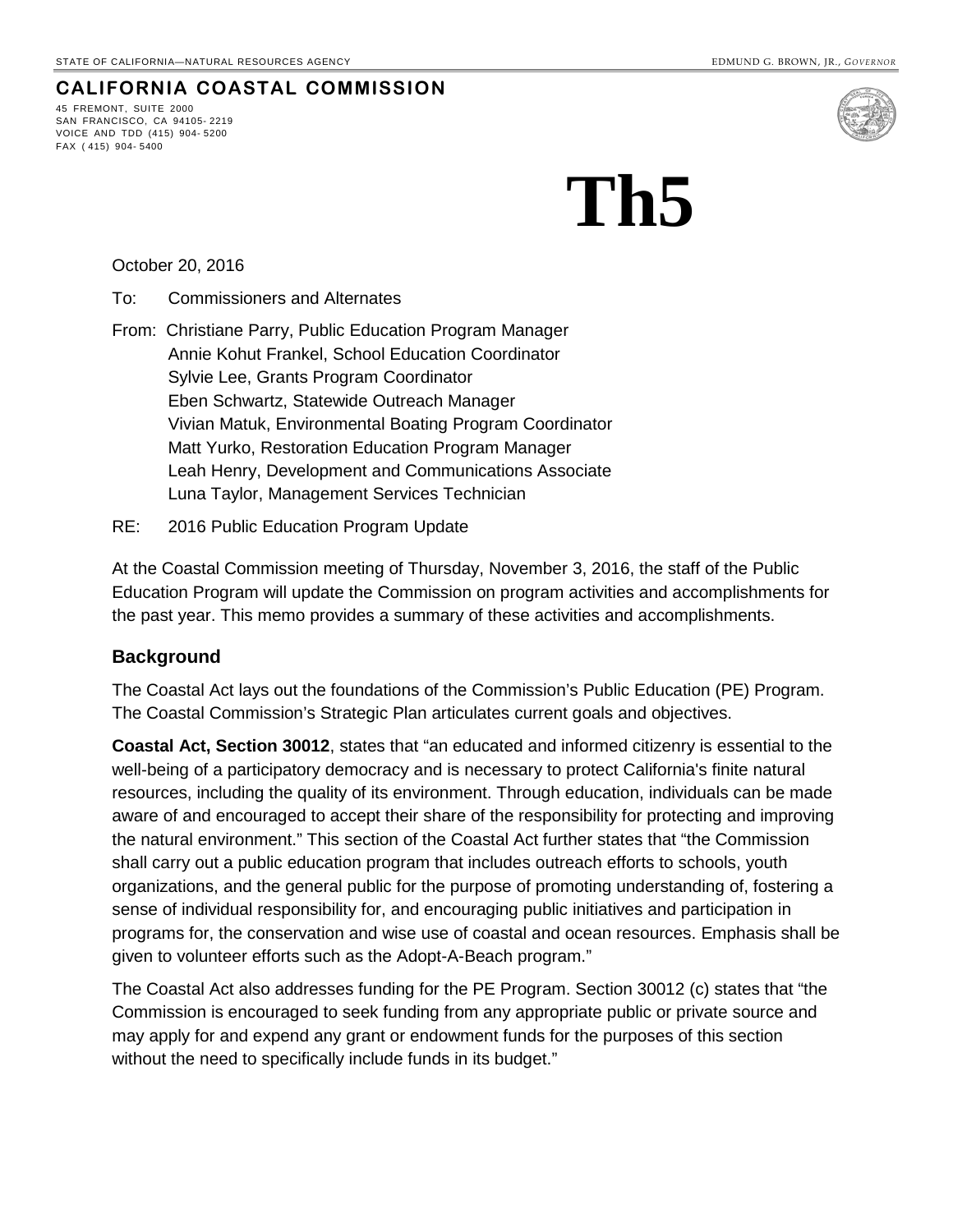STATE OF CALIFORNIA—NATURAL RESOURCES AGENCY EDMUND G. BROWN, JR., *GOVERNOR*

**CALIFORNIA COASTAL COMMISSION**

45 FREMONT, SUITE 2000
SAN FRANCISCO, CA 94105- 2219
VOICE AND TDD (415) 904- 5200
FAX ( 415) 904- 5400

# Th5

October 20, 2016

To: Commissioners and Alternates

From: Christiane Parry, Public Education Program Manager
Annie Kohut Frankel, School Education Coordinator
Sylvie Lee, Grants Program Coordinator
Eben Schwartz, Statewide Outreach Manager
Vivian Matuk, Environmental Boating Program Coordinator
Matt Yurko, Restoration Education Program Manager
Leah Henry, Development and Communications Associate
Luna Taylor, Management Services Technician

RE: 2016 Public Education Program Update

At the Coastal Commission meeting of Thursday, November 3, 2016, the staff of the Public Education Program will update the Commission on program activities and accomplishments for the past year. This memo provides a summary of these activities and accomplishments.

## Background

The Coastal Act lays out the foundations of the Commission's Public Education (PE) Program. The Coastal Commission's Strategic Plan articulates current goals and objectives.

**Coastal Act, Section 30012**, states that "an educated and informed citizenry is essential to the well-being of a participatory democracy and is necessary to protect California's finite natural resources, including the quality of its environment. Through education, individuals can be made aware of and encouraged to accept their share of the responsibility for protecting and improving the natural environment." This section of the Coastal Act further states that "the Commission shall carry out a public education program that includes outreach efforts to schools, youth organizations, and the general public for the purpose of promoting understanding of, fostering a sense of individual responsibility for, and encouraging public initiatives and participation in programs for, the conservation and wise use of coastal and ocean resources. Emphasis shall be given to volunteer efforts such as the Adopt-A-Beach program."

The Coastal Act also addresses funding for the PE Program. Section 30012 (c) states that "the Commission is encouraged to seek funding from any appropriate public or private source and may apply for and expend any grant or endowment funds for the purposes of this section without the need to specifically include funds in its budget."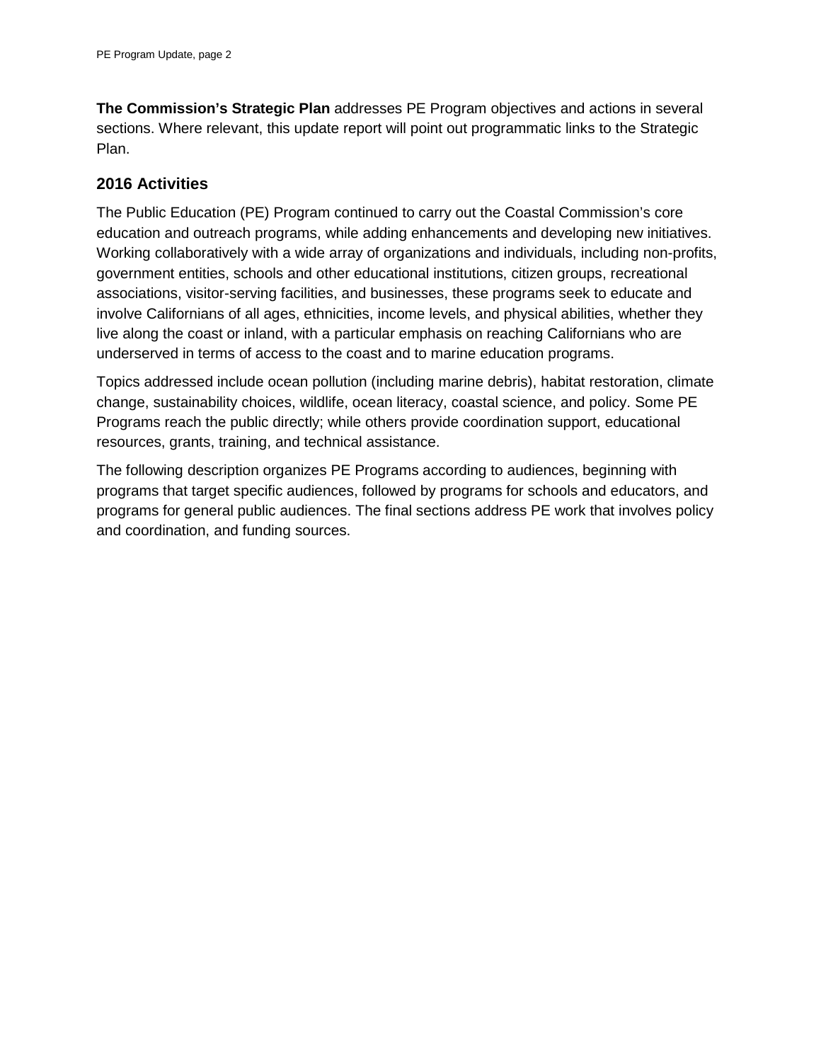**The Commission's Strategic Plan** addresses PE Program objectives and actions in several sections. Where relevant, this update report will point out programmatic links to the Strategic Plan.

## 2016 Activities

The Public Education (PE) Program continued to carry out the Coastal Commission's core education and outreach programs, while adding enhancements and developing new initiatives. Working collaboratively with a wide array of organizations and individuals, including non-profits, government entities, schools and other educational institutions, citizen groups, recreational associations, visitor-serving facilities, and businesses, these programs seek to educate and involve Californians of all ages, ethnicities, income levels, and physical abilities, whether they live along the coast or inland, with a particular emphasis on reaching Californians who are underserved in terms of access to the coast and to marine education programs.

Topics addressed include ocean pollution (including marine debris), habitat restoration, climate change, sustainability choices, wildlife, ocean literacy, coastal science, and policy. Some PE Programs reach the public directly; while others provide coordination support, educational resources, grants, training, and technical assistance.

The following description organizes PE Programs according to audiences, beginning with programs that target specific audiences, followed by programs for schools and educators, and programs for general public audiences. The final sections address PE work that involves policy and coordination, and funding sources.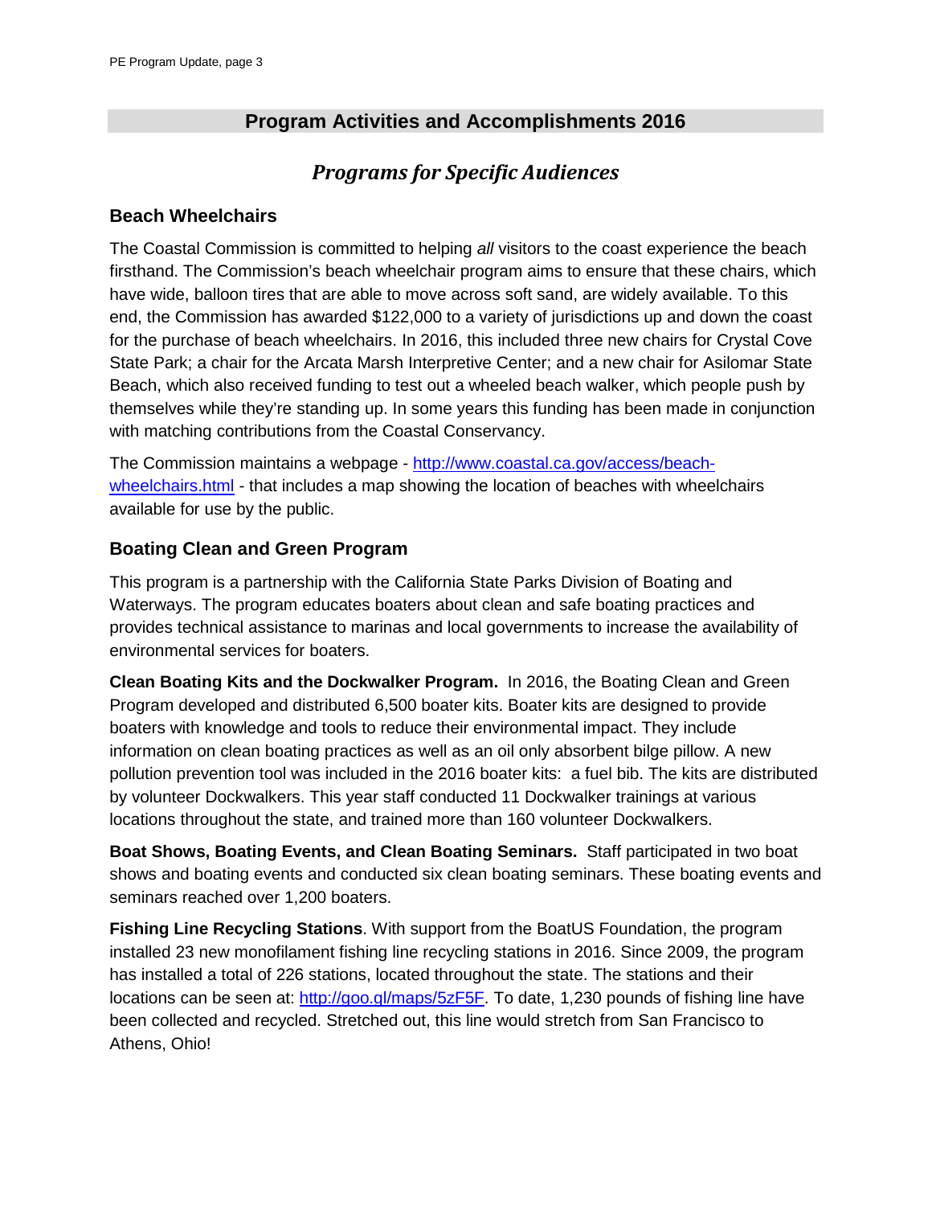## Program Activities and Accomplishments 2016

### *Programs for Specific Audiences*

#### Beach Wheelchairs

The Coastal Commission is committed to helping *all* visitors to the coast experience the beach firsthand. The Commission's beach wheelchair program aims to ensure that these chairs, which have wide, balloon tires that are able to move across soft sand, are widely available. To this end, the Commission has awarded $122,000 to a variety of jurisdictions up and down the coast for the purchase of beach wheelchairs. In 2016, this included three new chairs for Crystal Cove State Park; a chair for the Arcata Marsh Interpretive Center; and a new chair for Asilomar State Beach, which also received funding to test out a wheeled beach walker, which people push by themselves while they're standing up. In some years this funding has been made in conjunction with matching contributions from the Coastal Conservancy.

The Commission maintains a webpage - http://www.coastal.ca.gov/access/beach-wheelchairs.html - that includes a map showing the location of beaches with wheelchairs available for use by the public.

#### Boating Clean and Green Program

This program is a partnership with the California State Parks Division of Boating and Waterways. The program educates boaters about clean and safe boating practices and provides technical assistance to marinas and local governments to increase the availability of environmental services for boaters.

**Clean Boating Kits and the Dockwalker Program.** In 2016, the Boating Clean and Green Program developed and distributed 6,500 boater kits. Boater kits are designed to provide boaters with knowledge and tools to reduce their environmental impact. They include information on clean boating practices as well as an oil only absorbent bilge pillow. A new pollution prevention tool was included in the 2016 boater kits: a fuel bib. The kits are distributed by volunteer Dockwalkers. This year staff conducted 11 Dockwalker trainings at various locations throughout the state, and trained more than 160 volunteer Dockwalkers.

**Boat Shows, Boating Events, and Clean Boating Seminars.** Staff participated in two boat shows and boating events and conducted six clean boating seminars. These boating events and seminars reached over 1,200 boaters.

**Fishing Line Recycling Stations**. With support from the BoatUS Foundation, the program installed 23 new monofilament fishing line recycling stations in 2016. Since 2009, the program has installed a total of 226 stations, located throughout the state. The stations and their locations can be seen at: http://goo.gl/maps/5zF5F. To date, 1,230 pounds of fishing line have been collected and recycled. Stretched out, this line would stretch from San Francisco to Athens, Ohio!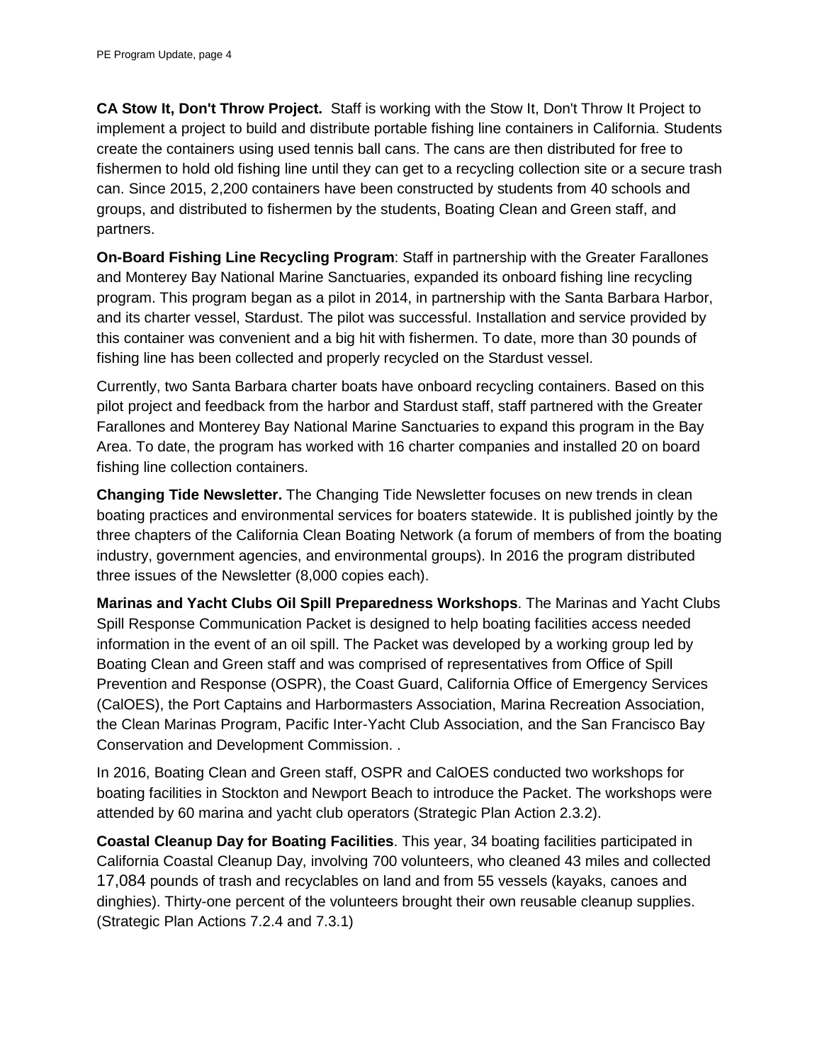**CA Stow It, Don't Throw Project.** Staff is working with the Stow It, Don't Throw It Project to implement a project to build and distribute portable fishing line containers in California. Students create the containers using used tennis ball cans. The cans are then distributed for free to fishermen to hold old fishing line until they can get to a recycling collection site or a secure trash can. Since 2015, 2,200 containers have been constructed by students from 40 schools and groups, and distributed to fishermen by the students, Boating Clean and Green staff, and partners.

**On-Board Fishing Line Recycling Program**: Staff in partnership with the Greater Farallones and Monterey Bay National Marine Sanctuaries, expanded its onboard fishing line recycling program. This program began as a pilot in 2014, in partnership with the Santa Barbara Harbor, and its charter vessel, Stardust. The pilot was successful. Installation and service provided by this container was convenient and a big hit with fishermen. To date, more than 30 pounds of fishing line has been collected and properly recycled on the Stardust vessel.

Currently, two Santa Barbara charter boats have onboard recycling containers. Based on this pilot project and feedback from the harbor and Stardust staff, staff partnered with the Greater Farallones and Monterey Bay National Marine Sanctuaries to expand this program in the Bay Area. To date, the program has worked with 16 charter companies and installed 20 on board fishing line collection containers.

**Changing Tide Newsletter.** The Changing Tide Newsletter focuses on new trends in clean boating practices and environmental services for boaters statewide. It is published jointly by the three chapters of the California Clean Boating Network (a forum of members of from the boating industry, government agencies, and environmental groups). In 2016 the program distributed three issues of the Newsletter (8,000 copies each).

**Marinas and Yacht Clubs Oil Spill Preparedness Workshops**. The Marinas and Yacht Clubs Spill Response Communication Packet is designed to help boating facilities access needed information in the event of an oil spill. The Packet was developed by a working group led by Boating Clean and Green staff and was comprised of representatives from Office of Spill Prevention and Response (OSPR), the Coast Guard, California Office of Emergency Services (CalOES), the Port Captains and Harbormasters Association, Marina Recreation Association, the Clean Marinas Program, Pacific Inter-Yacht Club Association, and the San Francisco Bay Conservation and Development Commission. .

In 2016, Boating Clean and Green staff, OSPR and CalOES conducted two workshops for boating facilities in Stockton and Newport Beach to introduce the Packet. The workshops were attended by 60 marina and yacht club operators (Strategic Plan Action 2.3.2).

**Coastal Cleanup Day for Boating Facilities**. This year, 34 boating facilities participated in California Coastal Cleanup Day, involving 700 volunteers, who cleaned 43 miles and collected 17,084 pounds of trash and recyclables on land and from 55 vessels (kayaks, canoes and dinghies). Thirty-one percent of the volunteers brought their own reusable cleanup supplies. (Strategic Plan Actions 7.2.4 and 7.3.1)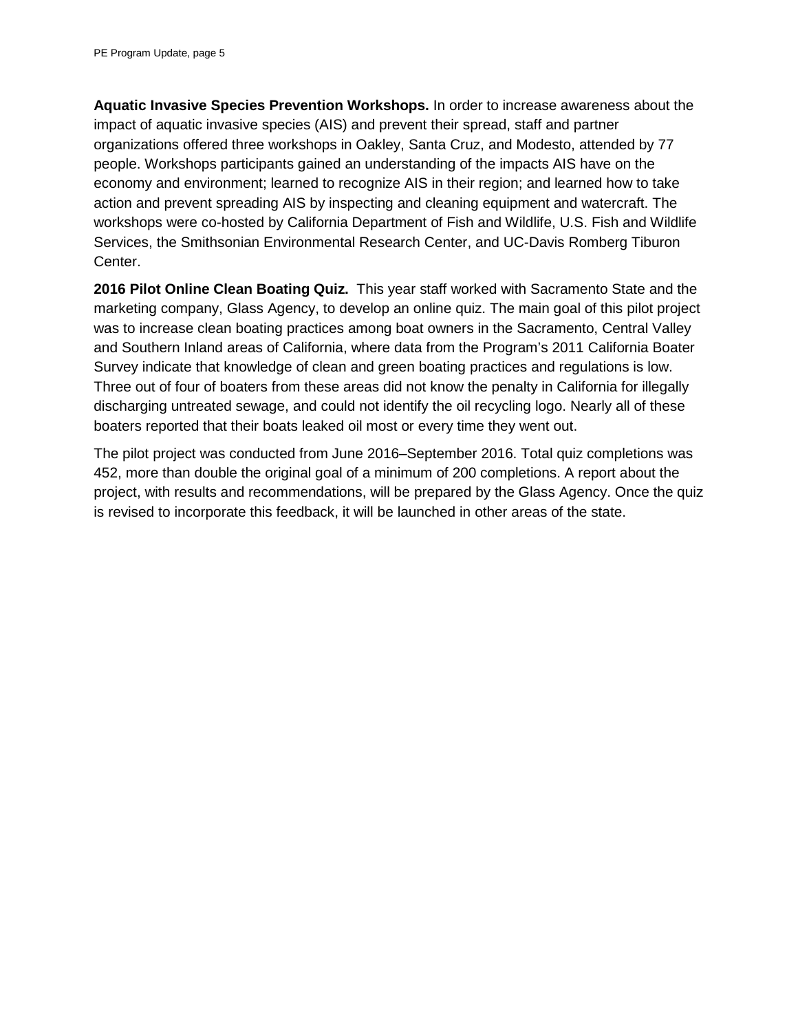**Aquatic Invasive Species Prevention Workshops.** In order to increase awareness about the impact of aquatic invasive species (AIS) and prevent their spread, staff and partner organizations offered three workshops in Oakley, Santa Cruz, and Modesto, attended by 77 people. Workshops participants gained an understanding of the impacts AIS have on the economy and environment; learned to recognize AIS in their region; and learned how to take action and prevent spreading AIS by inspecting and cleaning equipment and watercraft. The workshops were co-hosted by California Department of Fish and Wildlife, U.S. Fish and Wildlife Services, the Smithsonian Environmental Research Center, and UC-Davis Romberg Tiburon Center.

**2016 Pilot Online Clean Boating Quiz.** This year staff worked with Sacramento State and the marketing company, Glass Agency, to develop an online quiz. The main goal of this pilot project was to increase clean boating practices among boat owners in the Sacramento, Central Valley and Southern Inland areas of California, where data from the Program's 2011 California Boater Survey indicate that knowledge of clean and green boating practices and regulations is low. Three out of four of boaters from these areas did not know the penalty in California for illegally discharging untreated sewage, and could not identify the oil recycling logo. Nearly all of these boaters reported that their boats leaked oil most or every time they went out.

The pilot project was conducted from June 2016–September 2016. Total quiz completions was 452, more than double the original goal of a minimum of 200 completions. A report about the project, with results and recommendations, will be prepared by the Glass Agency. Once the quiz is revised to incorporate this feedback, it will be launched in other areas of the state.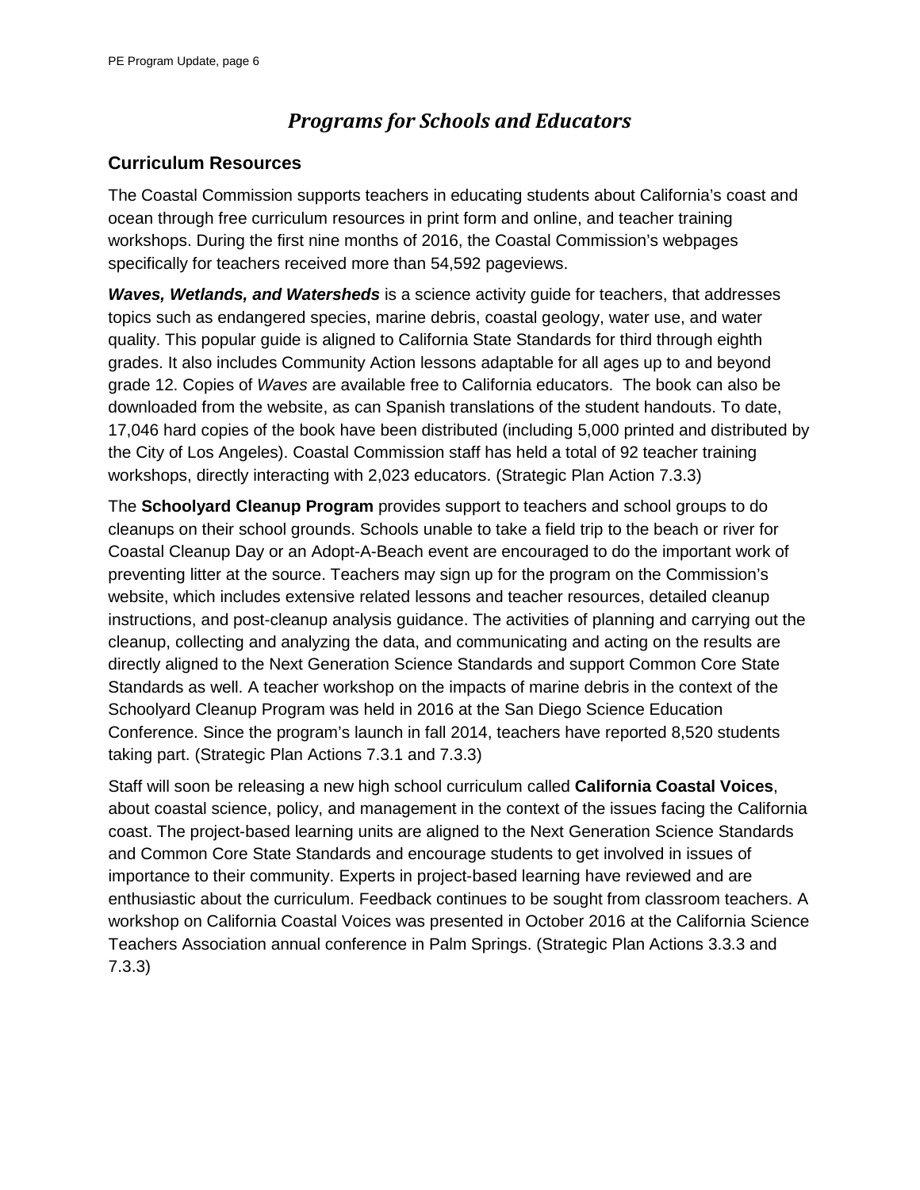## *Programs for Schools and Educators*

### Curriculum Resources

The Coastal Commission supports teachers in educating students about California's coast and ocean through free curriculum resources in print form and online, and teacher training workshops. During the first nine months of 2016, the Coastal Commission's webpages specifically for teachers received more than 54,592 pageviews.

***Waves, Wetlands, and Watersheds*** is a science activity guide for teachers, that addresses topics such as endangered species, marine debris, coastal geology, water use, and water quality. This popular guide is aligned to California State Standards for third through eighth grades. It also includes Community Action lessons adaptable for all ages up to and beyond grade 12. Copies of *Waves* are available free to California educators. The book can also be downloaded from the website, as can Spanish translations of the student handouts. To date, 17,046 hard copies of the book have been distributed (including 5,000 printed and distributed by the City of Los Angeles). Coastal Commission staff has held a total of 92 teacher training workshops, directly interacting with 2,023 educators. (Strategic Plan Action 7.3.3)

The **Schoolyard Cleanup Program** provides support to teachers and school groups to do cleanups on their school grounds. Schools unable to take a field trip to the beach or river for Coastal Cleanup Day or an Adopt-A-Beach event are encouraged to do the important work of preventing litter at the source. Teachers may sign up for the program on the Commission's website, which includes extensive related lessons and teacher resources, detailed cleanup instructions, and post-cleanup analysis guidance. The activities of planning and carrying out the cleanup, collecting and analyzing the data, and communicating and acting on the results are directly aligned to the Next Generation Science Standards and support Common Core State Standards as well. A teacher workshop on the impacts of marine debris in the context of the Schoolyard Cleanup Program was held in 2016 at the San Diego Science Education Conference. Since the program's launch in fall 2014, teachers have reported 8,520 students taking part. (Strategic Plan Actions 7.3.1 and 7.3.3)

Staff will soon be releasing a new high school curriculum called **California Coastal Voices**, about coastal science, policy, and management in the context of the issues facing the California coast. The project-based learning units are aligned to the Next Generation Science Standards and Common Core State Standards and encourage students to get involved in issues of importance to their community. Experts in project-based learning have reviewed and are enthusiastic about the curriculum. Feedback continues to be sought from classroom teachers. A workshop on California Coastal Voices was presented in October 2016 at the California Science Teachers Association annual conference in Palm Springs. (Strategic Plan Actions 3.3.3 and 7.3.3)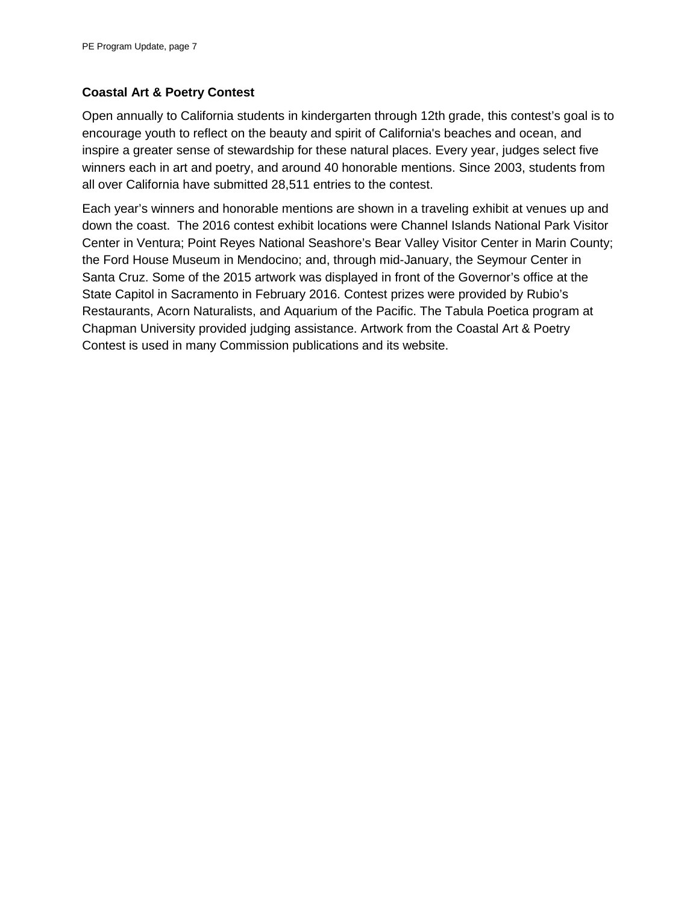**Coastal Art & Poetry Contest**

Open annually to California students in kindergarten through 12th grade, this contest's goal is to encourage youth to reflect on the beauty and spirit of California's beaches and ocean, and inspire a greater sense of stewardship for these natural places. Every year, judges select five winners each in art and poetry, and around 40 honorable mentions. Since 2003, students from all over California have submitted 28,511 entries to the contest.

Each year's winners and honorable mentions are shown in a traveling exhibit at venues up and down the coast. The 2016 contest exhibit locations were Channel Islands National Park Visitor Center in Ventura; Point Reyes National Seashore's Bear Valley Visitor Center in Marin County; the Ford House Museum in Mendocino; and, through mid-January, the Seymour Center in Santa Cruz. Some of the 2015 artwork was displayed in front of the Governor's office at the State Capitol in Sacramento in February 2016. Contest prizes were provided by Rubio's Restaurants, Acorn Naturalists, and Aquarium of the Pacific. The Tabula Poetica program at Chapman University provided judging assistance. Artwork from the Coastal Art & Poetry Contest is used in many Commission publications and its website.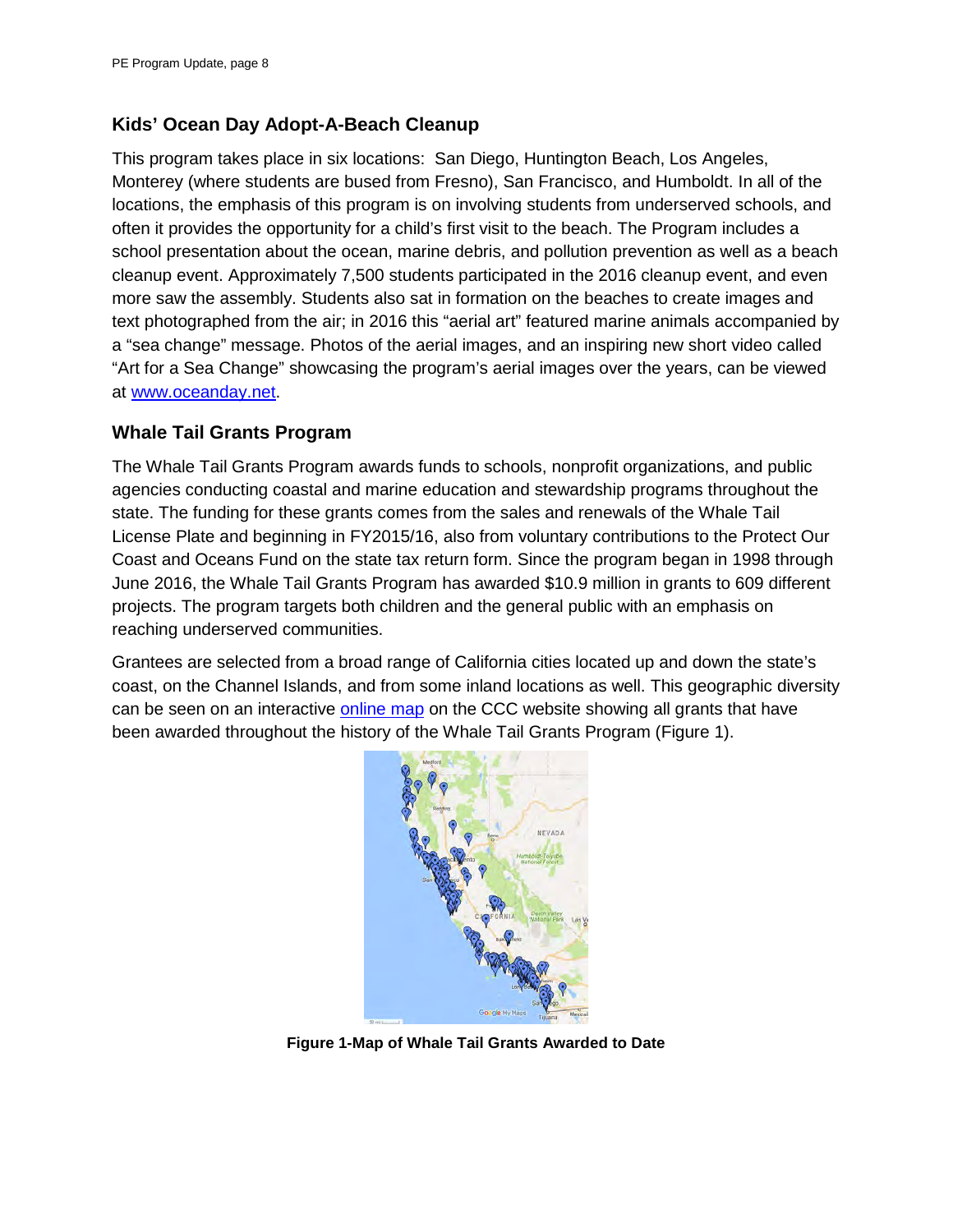## Kids' Ocean Day Adopt-A-Beach Cleanup

This program takes place in six locations: San Diego, Huntington Beach, Los Angeles, Monterey (where students are bused from Fresno), San Francisco, and Humboldt. In all of the locations, the emphasis of this program is on involving students from underserved schools, and often it provides the opportunity for a child's first visit to the beach. The Program includes a school presentation about the ocean, marine debris, and pollution prevention as well as a beach cleanup event. Approximately 7,500 students participated in the 2016 cleanup event, and even more saw the assembly. Students also sat in formation on the beaches to create images and text photographed from the air; in 2016 this "aerial art" featured marine animals accompanied by a "sea change" message. Photos of the aerial images, and an inspiring new short video called "Art for a Sea Change" showcasing the program's aerial images over the years, can be viewed at [www.oceanday.net](www.oceanday.net).

## Whale Tail Grants Program

The Whale Tail Grants Program awards funds to schools, nonprofit organizations, and public agencies conducting coastal and marine education and stewardship programs throughout the state. The funding for these grants comes from the sales and renewals of the Whale Tail License Plate and beginning in FY2015/16, also from voluntary contributions to the Protect Our Coast and Oceans Fund on the state tax return form. Since the program began in 1998 through June 2016, the Whale Tail Grants Program has awarded $10.9 million in grants to 609 different projects. The program targets both children and the general public with an emphasis on reaching underserved communities.

Grantees are selected from a broad range of California cities located up and down the state's coast, on the Channel Islands, and from some inland locations as well. This geographic diversity can be seen on an interactive online map on the CCC website showing all grants that have been awarded throughout the history of the Whale Tail Grants Program (Figure 1).

**Figure 1-Map of Whale Tail Grants Awarded to Date**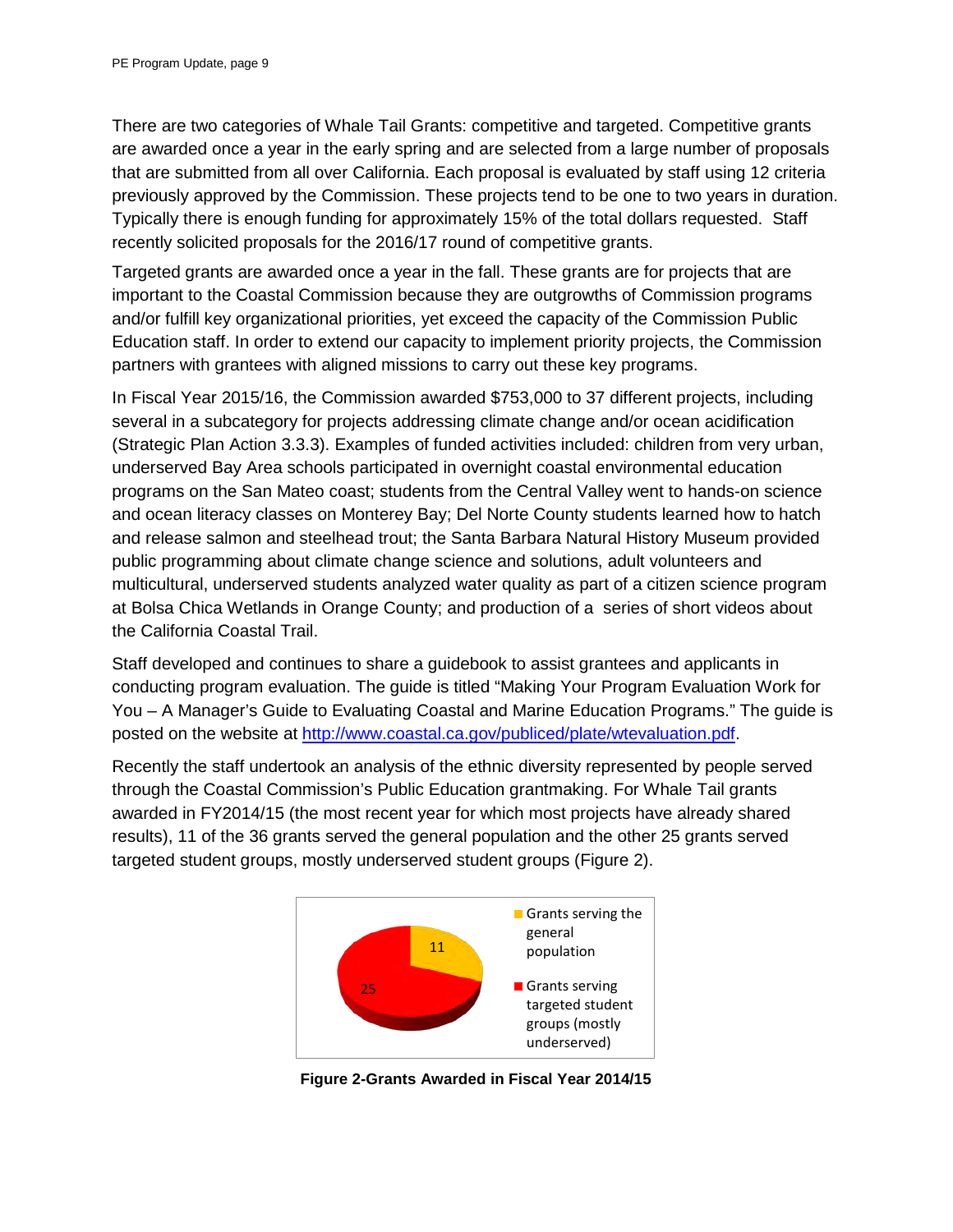There are two categories of Whale Tail Grants: competitive and targeted. Competitive grants are awarded once a year in the early spring and are selected from a large number of proposals that are submitted from all over California. Each proposal is evaluated by staff using 12 criteria previously approved by the Commission. These projects tend to be one to two years in duration. Typically there is enough funding for approximately 15% of the total dollars requested. Staff recently solicited proposals for the 2016/17 round of competitive grants.

Targeted grants are awarded once a year in the fall. These grants are for projects that are important to the Coastal Commission because they are outgrowths of Commission programs and/or fulfill key organizational priorities, yet exceed the capacity of the Commission Public Education staff. In order to extend our capacity to implement priority projects, the Commission partners with grantees with aligned missions to carry out these key programs.

In Fiscal Year 2015/16, the Commission awarded $753,000 to 37 different projects, including several in a subcategory for projects addressing climate change and/or ocean acidification (Strategic Plan Action 3.3.3). Examples of funded activities included: children from very urban, underserved Bay Area schools participated in overnight coastal environmental education programs on the San Mateo coast; students from the Central Valley went to hands-on science and ocean literacy classes on Monterey Bay; Del Norte County students learned how to hatch and release salmon and steelhead trout; the Santa Barbara Natural History Museum provided public programming about climate change science and solutions, adult volunteers and multicultural, underserved students analyzed water quality as part of a citizen science program at Bolsa Chica Wetlands in Orange County; and production of a series of short videos about the California Coastal Trail.

Staff developed and continues to share a guidebook to assist grantees and applicants in conducting program evaluation. The guide is titled "Making Your Program Evaluation Work for You – A Manager's Guide to Evaluating Coastal and Marine Education Programs." The guide is posted on the website at [http://www.coastal.ca.gov/publiced/plate/wtevaluation.pdf](http://www.coastal.ca.gov/publiced/plate/wtevaluation.pdf).

Recently the staff undertook an analysis of the ethnic diversity represented by people served through the Coastal Commission's Public Education grantmaking. For Whale Tail grants awarded in FY2014/15 (the most recent year for which most projects have already shared results), 11 of the 36 grants served the general population and the other 25 grants served targeted student groups, mostly underserved student groups (Figure 2).

| Category | Grants |
|---|---|
| Grants serving the general population | 11 |
| Grants serving targeted student groups (mostly underserved) | 25 |

**Figure 2-Grants Awarded in Fiscal Year 2014/15**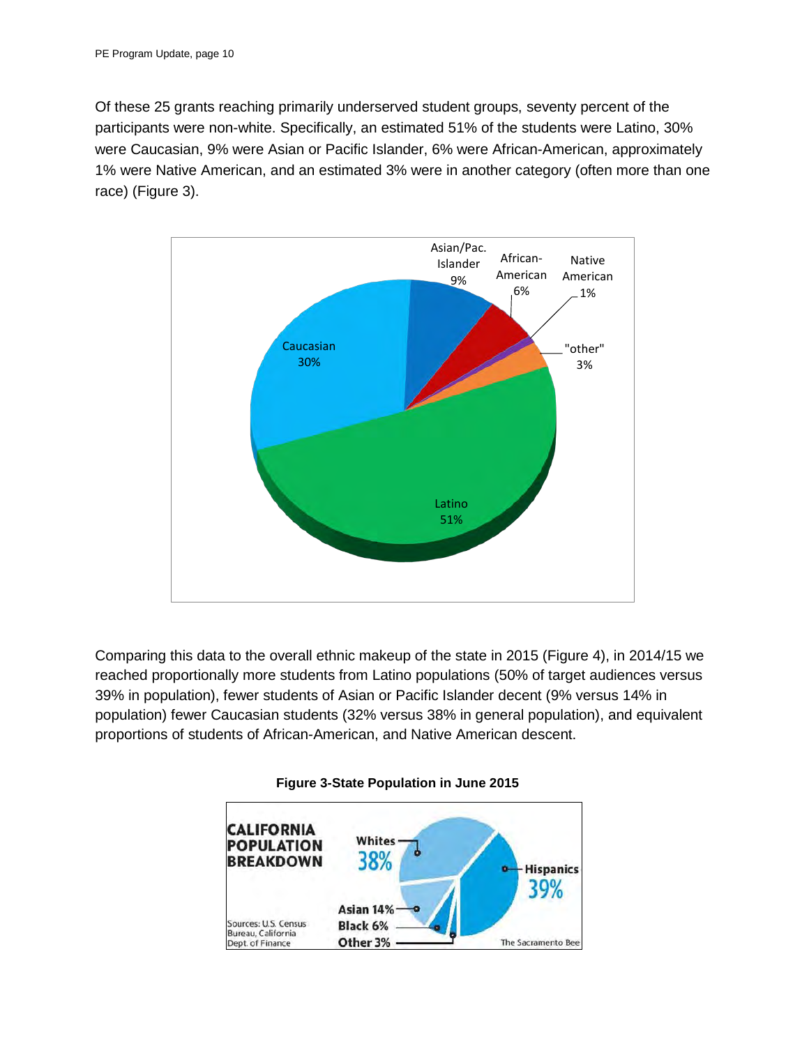Of these 25 grants reaching primarily underserved student groups, seventy percent of the participants were non-white. Specifically, an estimated 51% of the students were Latino, 30% were Caucasian, 9% were Asian or Pacific Islander, 6% were African-American, approximately 1% were Native American, and an estimated 3% were in another category (often more than one race) (Figure 3).

Comparing this data to the overall ethnic makeup of the state in 2015 (Figure 4), in 2014/15 we reached proportionally more students from Latino populations (50% of target audiences versus 39% in population), fewer students of Asian or Pacific Islander decent (9% versus 14% in population) fewer Caucasian students (32% versus 38% in general population), and equivalent proportions of students of African-American, and Native American descent.

**Figure 3-State Population in June 2015**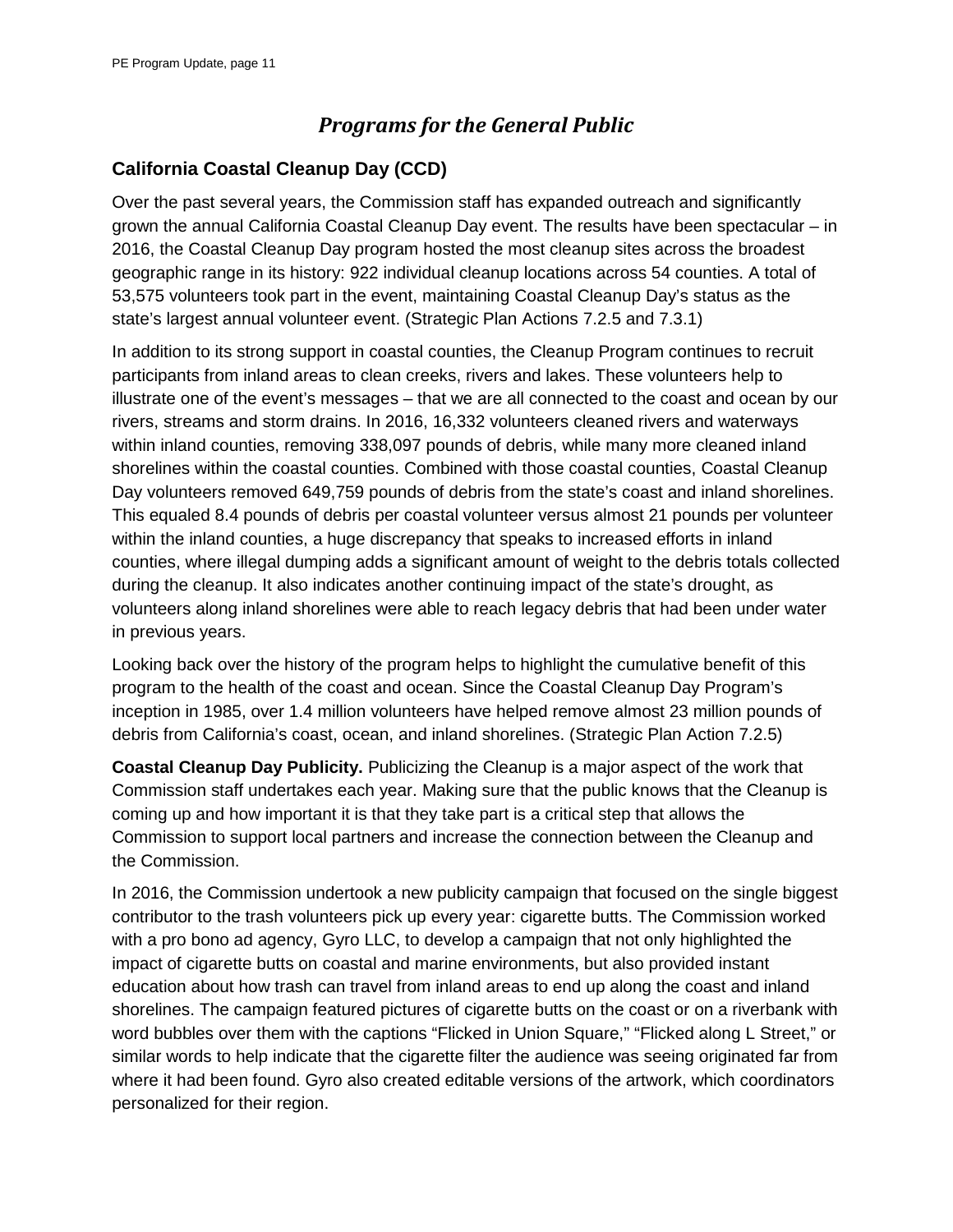# *Programs for the General Public*

## California Coastal Cleanup Day (CCD)

Over the past several years, the Commission staff has expanded outreach and significantly grown the annual California Coastal Cleanup Day event. The results have been spectacular – in 2016, the Coastal Cleanup Day program hosted the most cleanup sites across the broadest geographic range in its history: 922 individual cleanup locations across 54 counties. A total of 53,575 volunteers took part in the event, maintaining Coastal Cleanup Day's status as the state's largest annual volunteer event. (Strategic Plan Actions 7.2.5 and 7.3.1)

In addition to its strong support in coastal counties, the Cleanup Program continues to recruit participants from inland areas to clean creeks, rivers and lakes. These volunteers help to illustrate one of the event's messages – that we are all connected to the coast and ocean by our rivers, streams and storm drains. In 2016, 16,332 volunteers cleaned rivers and waterways within inland counties, removing 338,097 pounds of debris, while many more cleaned inland shorelines within the coastal counties. Combined with those coastal counties, Coastal Cleanup Day volunteers removed 649,759 pounds of debris from the state's coast and inland shorelines. This equaled 8.4 pounds of debris per coastal volunteer versus almost 21 pounds per volunteer within the inland counties, a huge discrepancy that speaks to increased efforts in inland counties, where illegal dumping adds a significant amount of weight to the debris totals collected during the cleanup. It also indicates another continuing impact of the state's drought, as volunteers along inland shorelines were able to reach legacy debris that had been under water in previous years.

Looking back over the history of the program helps to highlight the cumulative benefit of this program to the health of the coast and ocean. Since the Coastal Cleanup Day Program's inception in 1985, over 1.4 million volunteers have helped remove almost 23 million pounds of debris from California's coast, ocean, and inland shorelines. (Strategic Plan Action 7.2.5)

**Coastal Cleanup Day Publicity.** Publicizing the Cleanup is a major aspect of the work that Commission staff undertakes each year. Making sure that the public knows that the Cleanup is coming up and how important it is that they take part is a critical step that allows the Commission to support local partners and increase the connection between the Cleanup and the Commission.

In 2016, the Commission undertook a new publicity campaign that focused on the single biggest contributor to the trash volunteers pick up every year: cigarette butts. The Commission worked with a pro bono ad agency, Gyro LLC, to develop a campaign that not only highlighted the impact of cigarette butts on coastal and marine environments, but also provided instant education about how trash can travel from inland areas to end up along the coast and inland shorelines. The campaign featured pictures of cigarette butts on the coast or on a riverbank with word bubbles over them with the captions "Flicked in Union Square," "Flicked along L Street," or similar words to help indicate that the cigarette filter the audience was seeing originated far from where it had been found. Gyro also created editable versions of the artwork, which coordinators personalized for their region.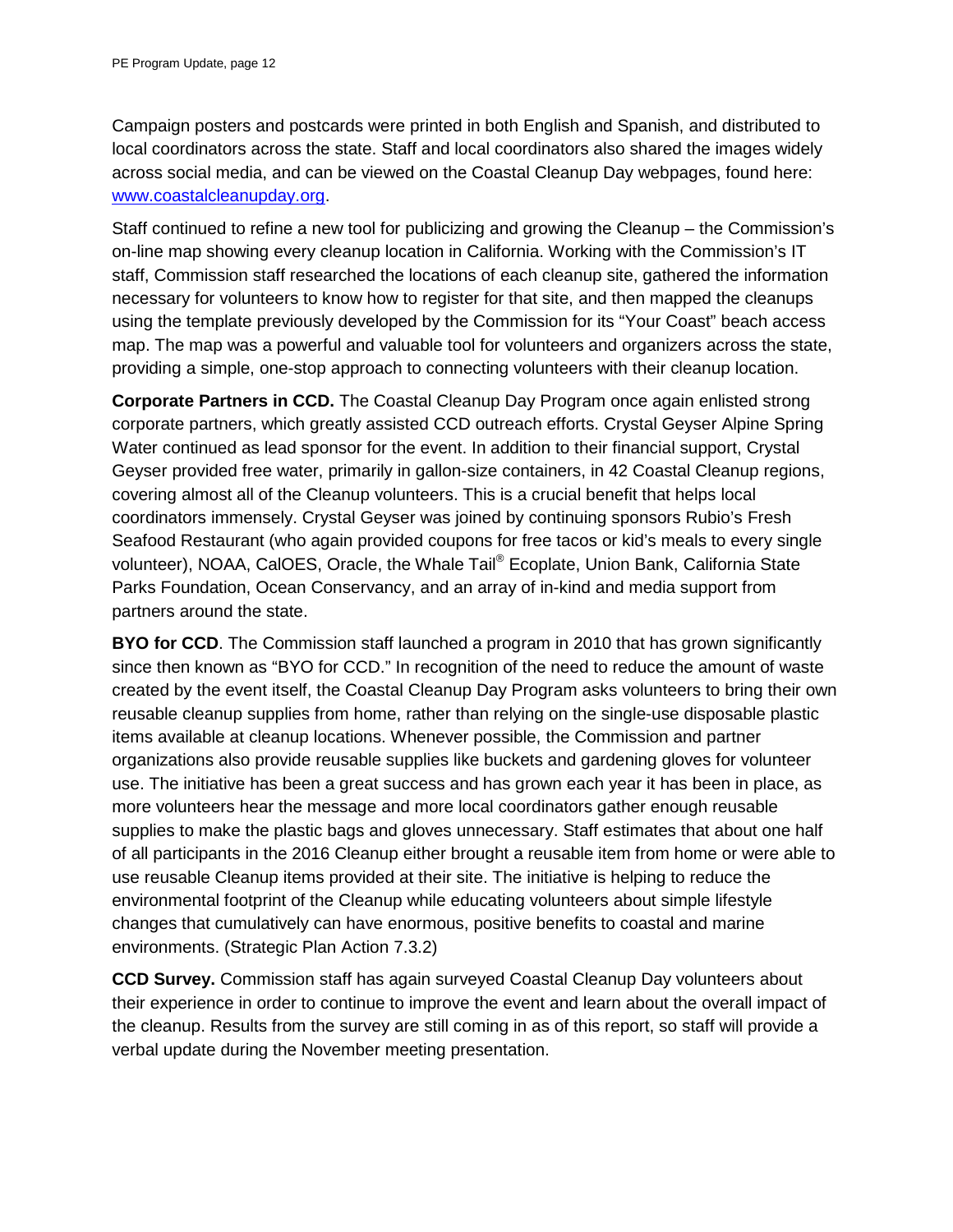Campaign posters and postcards were printed in both English and Spanish, and distributed to local coordinators across the state. Staff and local coordinators also shared the images widely across social media, and can be viewed on the Coastal Cleanup Day webpages, found here: [www.coastalcleanupday.org](www.coastalcleanupday.org).

Staff continued to refine a new tool for publicizing and growing the Cleanup – the Commission's on-line map showing every cleanup location in California. Working with the Commission's IT staff, Commission staff researched the locations of each cleanup site, gathered the information necessary for volunteers to know how to register for that site, and then mapped the cleanups using the template previously developed by the Commission for its "Your Coast" beach access map. The map was a powerful and valuable tool for volunteers and organizers across the state, providing a simple, one-stop approach to connecting volunteers with their cleanup location.

**Corporate Partners in CCD.** The Coastal Cleanup Day Program once again enlisted strong corporate partners, which greatly assisted CCD outreach efforts. Crystal Geyser Alpine Spring Water continued as lead sponsor for the event. In addition to their financial support, Crystal Geyser provided free water, primarily in gallon-size containers, in 42 Coastal Cleanup regions, covering almost all of the Cleanup volunteers. This is a crucial benefit that helps local coordinators immensely. Crystal Geyser was joined by continuing sponsors Rubio's Fresh Seafood Restaurant (who again provided coupons for free tacos or kid's meals to every single volunteer), NOAA, CalOES, Oracle, the Whale Tail® Ecoplate, Union Bank, California State Parks Foundation, Ocean Conservancy, and an array of in-kind and media support from partners around the state.

**BYO for CCD**. The Commission staff launched a program in 2010 that has grown significantly since then known as "BYO for CCD." In recognition of the need to reduce the amount of waste created by the event itself, the Coastal Cleanup Day Program asks volunteers to bring their own reusable cleanup supplies from home, rather than relying on the single-use disposable plastic items available at cleanup locations. Whenever possible, the Commission and partner organizations also provide reusable supplies like buckets and gardening gloves for volunteer use. The initiative has been a great success and has grown each year it has been in place, as more volunteers hear the message and more local coordinators gather enough reusable supplies to make the plastic bags and gloves unnecessary. Staff estimates that about one half of all participants in the 2016 Cleanup either brought a reusable item from home or were able to use reusable Cleanup items provided at their site. The initiative is helping to reduce the environmental footprint of the Cleanup while educating volunteers about simple lifestyle changes that cumulatively can have enormous, positive benefits to coastal and marine environments. (Strategic Plan Action 7.3.2)

**CCD Survey.** Commission staff has again surveyed Coastal Cleanup Day volunteers about their experience in order to continue to improve the event and learn about the overall impact of the cleanup. Results from the survey are still coming in as of this report, so staff will provide a verbal update during the November meeting presentation.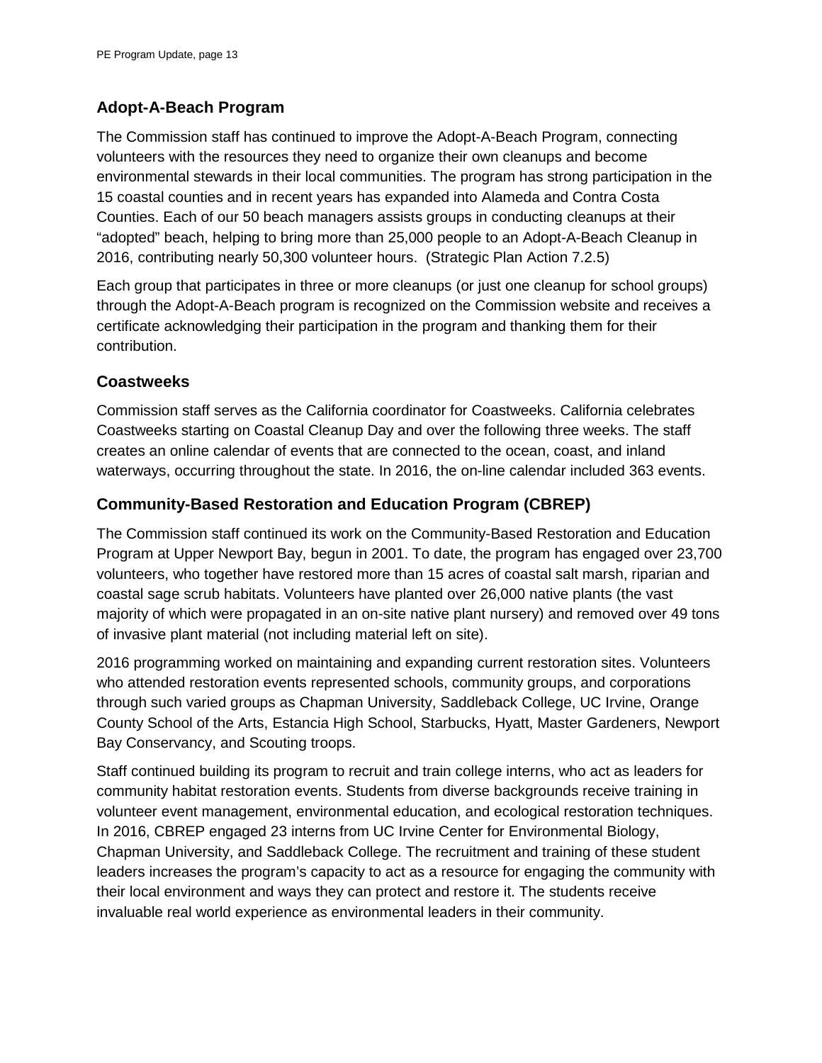## Adopt-A-Beach Program

The Commission staff has continued to improve the Adopt-A-Beach Program, connecting volunteers with the resources they need to organize their own cleanups and become environmental stewards in their local communities. The program has strong participation in the 15 coastal counties and in recent years has expanded into Alameda and Contra Costa Counties. Each of our 50 beach managers assists groups in conducting cleanups at their "adopted" beach, helping to bring more than 25,000 people to an Adopt-A-Beach Cleanup in 2016, contributing nearly 50,300 volunteer hours. (Strategic Plan Action 7.2.5)

Each group that participates in three or more cleanups (or just one cleanup for school groups) through the Adopt-A-Beach program is recognized on the Commission website and receives a certificate acknowledging their participation in the program and thanking them for their contribution.

## Coastweeks

Commission staff serves as the California coordinator for Coastweeks. California celebrates Coastweeks starting on Coastal Cleanup Day and over the following three weeks. The staff creates an online calendar of events that are connected to the ocean, coast, and inland waterways, occurring throughout the state. In 2016, the on-line calendar included 363 events.

## Community-Based Restoration and Education Program (CBREP)

The Commission staff continued its work on the Community-Based Restoration and Education Program at Upper Newport Bay, begun in 2001. To date, the program has engaged over 23,700 volunteers, who together have restored more than 15 acres of coastal salt marsh, riparian and coastal sage scrub habitats. Volunteers have planted over 26,000 native plants (the vast majority of which were propagated in an on-site native plant nursery) and removed over 49 tons of invasive plant material (not including material left on site).

2016 programming worked on maintaining and expanding current restoration sites. Volunteers who attended restoration events represented schools, community groups, and corporations through such varied groups as Chapman University, Saddleback College, UC Irvine, Orange County School of the Arts, Estancia High School, Starbucks, Hyatt, Master Gardeners, Newport Bay Conservancy, and Scouting troops.

Staff continued building its program to recruit and train college interns, who act as leaders for community habitat restoration events. Students from diverse backgrounds receive training in volunteer event management, environmental education, and ecological restoration techniques. In 2016, CBREP engaged 23 interns from UC Irvine Center for Environmental Biology, Chapman University, and Saddleback College. The recruitment and training of these student leaders increases the program's capacity to act as a resource for engaging the community with their local environment and ways they can protect and restore it. The students receive invaluable real world experience as environmental leaders in their community.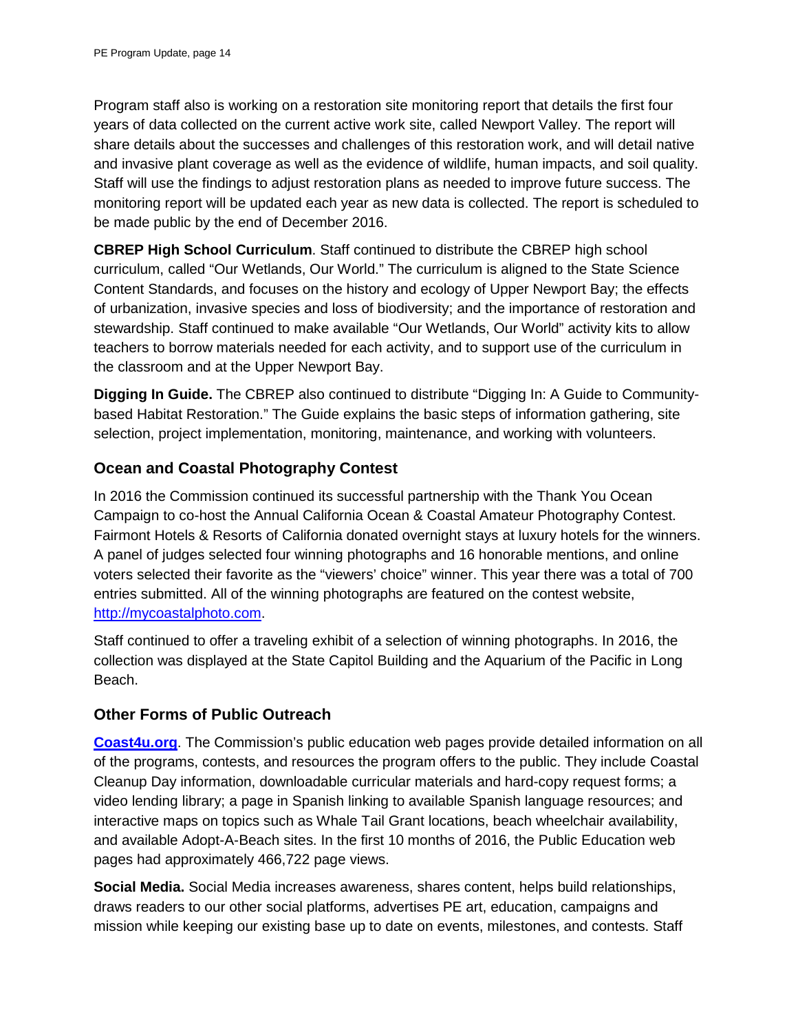Program staff also is working on a restoration site monitoring report that details the first four years of data collected on the current active work site, called Newport Valley. The report will share details about the successes and challenges of this restoration work, and will detail native and invasive plant coverage as well as the evidence of wildlife, human impacts, and soil quality. Staff will use the findings to adjust restoration plans as needed to improve future success. The monitoring report will be updated each year as new data is collected. The report is scheduled to be made public by the end of December 2016.

**CBREP High School Curriculum**. Staff continued to distribute the CBREP high school curriculum, called "Our Wetlands, Our World." The curriculum is aligned to the State Science Content Standards, and focuses on the history and ecology of Upper Newport Bay; the effects of urbanization, invasive species and loss of biodiversity; and the importance of restoration and stewardship. Staff continued to make available "Our Wetlands, Our World" activity kits to allow teachers to borrow materials needed for each activity, and to support use of the curriculum in the classroom and at the Upper Newport Bay.

**Digging In Guide.** The CBREP also continued to distribute "Digging In: A Guide to Community-based Habitat Restoration." The Guide explains the basic steps of information gathering, site selection, project implementation, monitoring, maintenance, and working with volunteers.

## Ocean and Coastal Photography Contest

In 2016 the Commission continued its successful partnership with the Thank You Ocean Campaign to co-host the Annual California Ocean & Coastal Amateur Photography Contest. Fairmont Hotels & Resorts of California donated overnight stays at luxury hotels for the winners. A panel of judges selected four winning photographs and 16 honorable mentions, and online voters selected their favorite as the "viewers' choice" winner. This year there was a total of 700 entries submitted. All of the winning photographs are featured on the contest website, [http://mycoastalphoto.com](http://mycoastalphoto.com).

Staff continued to offer a traveling exhibit of a selection of winning photographs. In 2016, the collection was displayed at the State Capitol Building and the Aquarium of the Pacific in Long Beach.

## Other Forms of Public Outreach

**[Coast4u.org](http://Coast4u.org)**. The Commission's public education web pages provide detailed information on all of the programs, contests, and resources the program offers to the public. They include Coastal Cleanup Day information, downloadable curricular materials and hard-copy request forms; a video lending library; a page in Spanish linking to available Spanish language resources; and interactive maps on topics such as Whale Tail Grant locations, beach wheelchair availability, and available Adopt-A-Beach sites. In the first 10 months of 2016, the Public Education web pages had approximately 466,722 page views.

**Social Media.** Social Media increases awareness, shares content, helps build relationships, draws readers to our other social platforms, advertises PE art, education, campaigns and mission while keeping our existing base up to date on events, milestones, and contests. Staff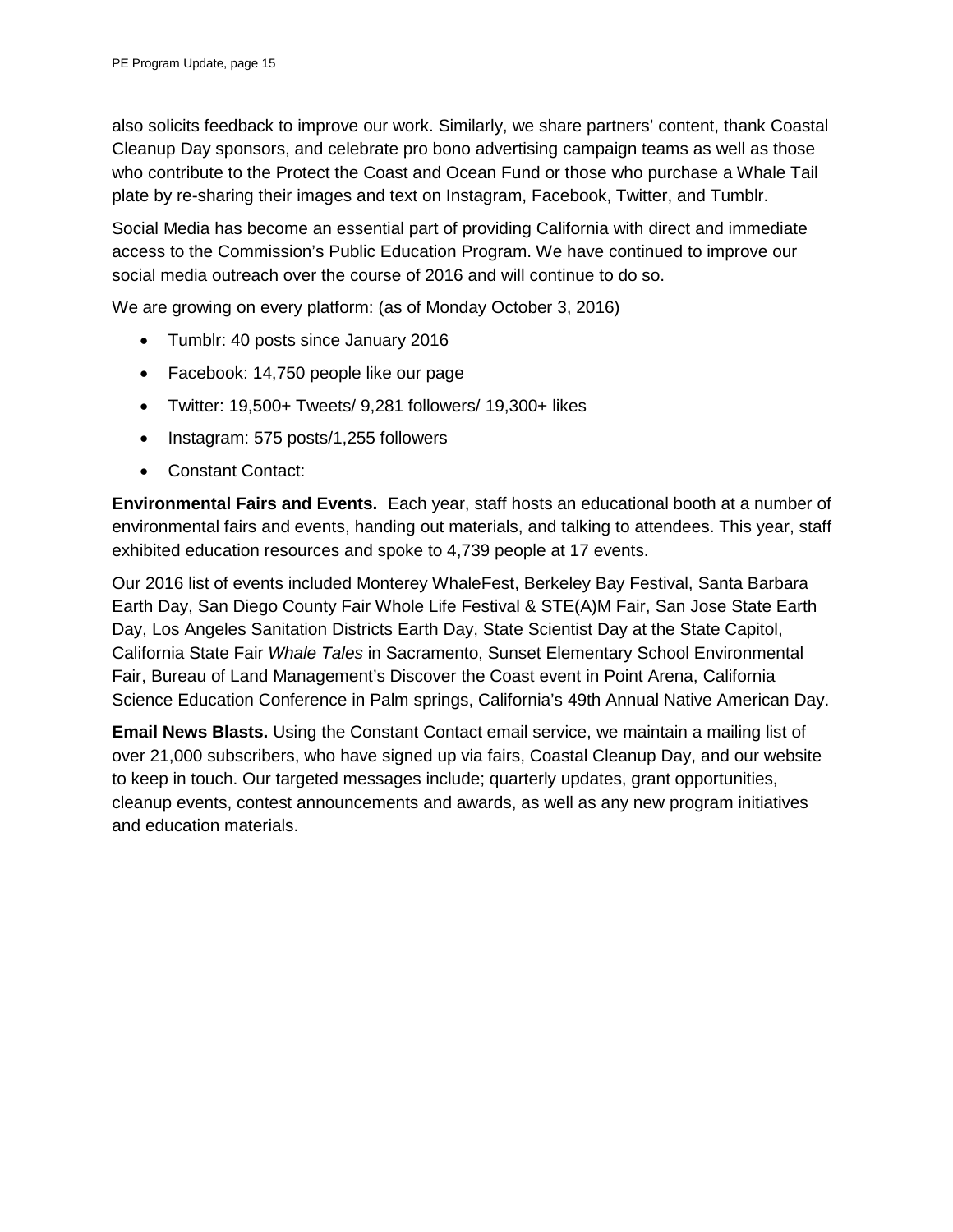also solicits feedback to improve our work. Similarly, we share partners' content, thank Coastal Cleanup Day sponsors, and celebrate pro bono advertising campaign teams as well as those who contribute to the Protect the Coast and Ocean Fund or those who purchase a Whale Tail plate by re-sharing their images and text on Instagram, Facebook, Twitter, and Tumblr.

Social Media has become an essential part of providing California with direct and immediate access to the Commission's Public Education Program. We have continued to improve our social media outreach over the course of 2016 and will continue to do so.

We are growing on every platform: (as of Monday October 3, 2016)

- Tumblr: 40 posts since January 2016
- Facebook: 14,750 people like our page
- Twitter: 19,500+ Tweets/ 9,281 followers/ 19,300+ likes
- Instagram: 575 posts/1,255 followers
- Constant Contact:

**Environmental Fairs and Events.** Each year, staff hosts an educational booth at a number of environmental fairs and events, handing out materials, and talking to attendees. This year, staff exhibited education resources and spoke to 4,739 people at 17 events.

Our 2016 list of events included Monterey WhaleFest, Berkeley Bay Festival, Santa Barbara Earth Day, San Diego County Fair Whole Life Festival & STE(A)M Fair, San Jose State Earth Day, Los Angeles Sanitation Districts Earth Day, State Scientist Day at the State Capitol, California State Fair *Whale Tales* in Sacramento, Sunset Elementary School Environmental Fair, Bureau of Land Management's Discover the Coast event in Point Arena, California Science Education Conference in Palm springs, California's 49th Annual Native American Day.

**Email News Blasts.** Using the Constant Contact email service, we maintain a mailing list of over 21,000 subscribers, who have signed up via fairs, Coastal Cleanup Day, and our website to keep in touch. Our targeted messages include; quarterly updates, grant opportunities, cleanup events, contest announcements and awards, as well as any new program initiatives and education materials.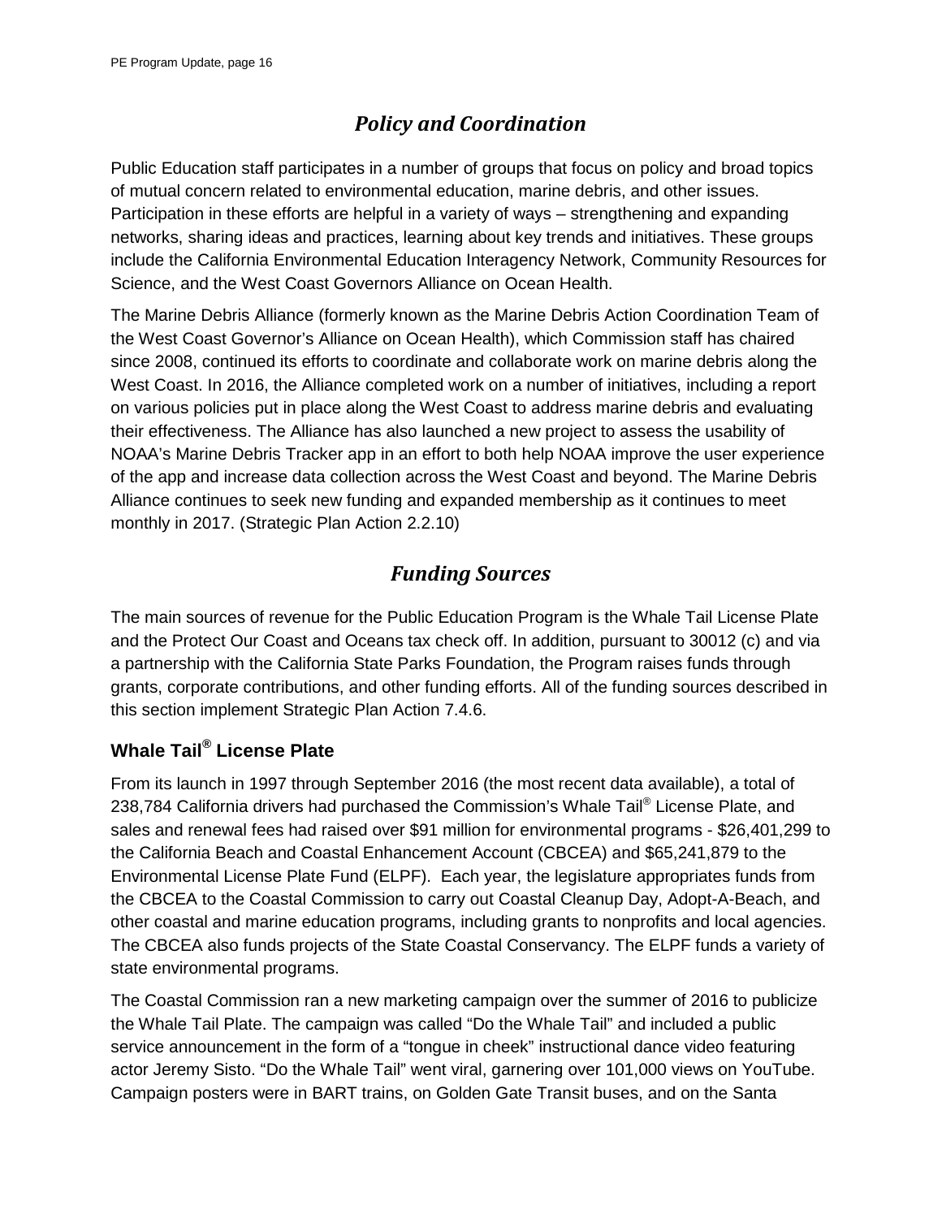## *Policy and Coordination*

Public Education staff participates in a number of groups that focus on policy and broad topics of mutual concern related to environmental education, marine debris, and other issues. Participation in these efforts are helpful in a variety of ways – strengthening and expanding networks, sharing ideas and practices, learning about key trends and initiatives. These groups include the California Environmental Education Interagency Network, Community Resources for Science, and the West Coast Governors Alliance on Ocean Health.

The Marine Debris Alliance (formerly known as the Marine Debris Action Coordination Team of the West Coast Governor's Alliance on Ocean Health), which Commission staff has chaired since 2008, continued its efforts to coordinate and collaborate work on marine debris along the West Coast. In 2016, the Alliance completed work on a number of initiatives, including a report on various policies put in place along the West Coast to address marine debris and evaluating their effectiveness. The Alliance has also launched a new project to assess the usability of NOAA's Marine Debris Tracker app in an effort to both help NOAA improve the user experience of the app and increase data collection across the West Coast and beyond. The Marine Debris Alliance continues to seek new funding and expanded membership as it continues to meet monthly in 2017. (Strategic Plan Action 2.2.10)

## *Funding Sources*

The main sources of revenue for the Public Education Program is the Whale Tail License Plate and the Protect Our Coast and Oceans tax check off. In addition, pursuant to 30012 (c) and via a partnership with the California State Parks Foundation, the Program raises funds through grants, corporate contributions, and other funding efforts. All of the funding sources described in this section implement Strategic Plan Action 7.4.6.

### Whale Tail® License Plate

From its launch in 1997 through September 2016 (the most recent data available), a total of 238,784 California drivers had purchased the Commission's Whale Tail® License Plate, and sales and renewal fees had raised over $91 million for environmental programs - $26,401,299 to the California Beach and Coastal Enhancement Account (CBCEA) and $65,241,879 to the Environmental License Plate Fund (ELPF). Each year, the legislature appropriates funds from the CBCEA to the Coastal Commission to carry out Coastal Cleanup Day, Adopt-A-Beach, and other coastal and marine education programs, including grants to nonprofits and local agencies. The CBCEA also funds projects of the State Coastal Conservancy. The ELPF funds a variety of state environmental programs.

The Coastal Commission ran a new marketing campaign over the summer of 2016 to publicize the Whale Tail Plate. The campaign was called "Do the Whale Tail" and included a public service announcement in the form of a "tongue in cheek" instructional dance video featuring actor Jeremy Sisto. "Do the Whale Tail" went viral, garnering over 101,000 views on YouTube. Campaign posters were in BART trains, on Golden Gate Transit buses, and on the Santa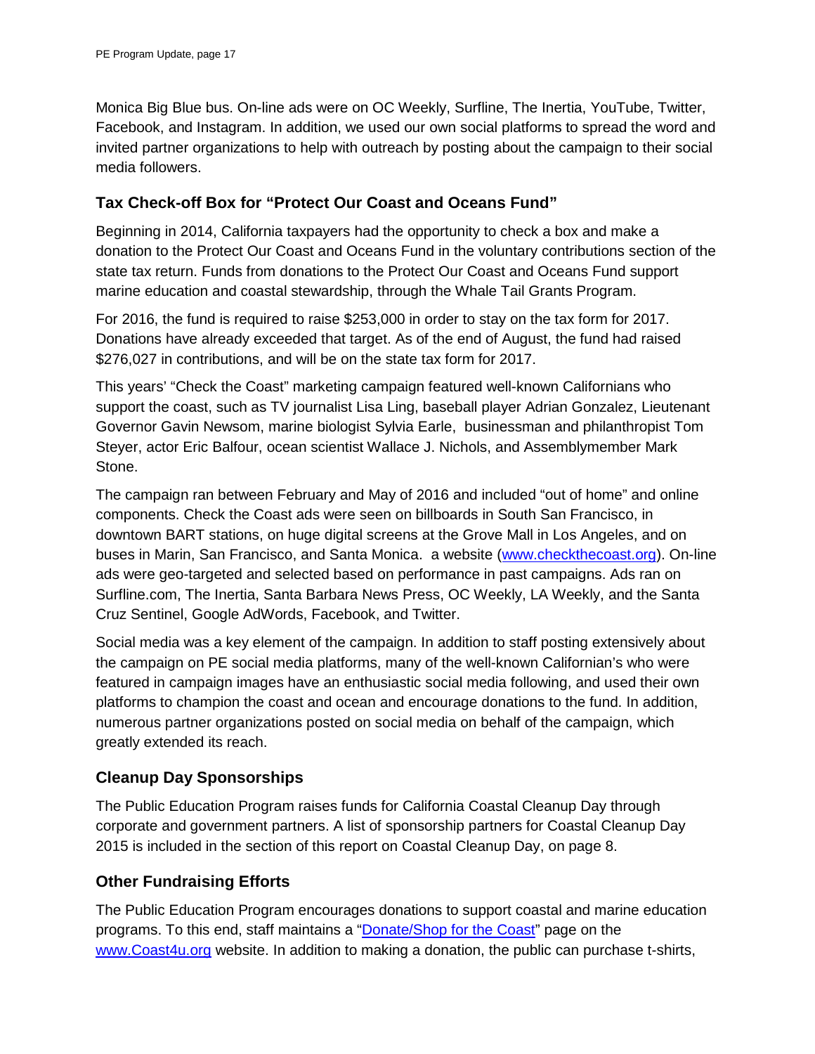Monica Big Blue bus. On-line ads were on OC Weekly, Surfline, The Inertia, YouTube, Twitter, Facebook, and Instagram. In addition, we used our own social platforms to spread the word and invited partner organizations to help with outreach by posting about the campaign to their social media followers.

### Tax Check-off Box for "Protect Our Coast and Oceans Fund"

Beginning in 2014, California taxpayers had the opportunity to check a box and make a donation to the Protect Our Coast and Oceans Fund in the voluntary contributions section of the state tax return. Funds from donations to the Protect Our Coast and Oceans Fund support marine education and coastal stewardship, through the Whale Tail Grants Program.

For 2016, the fund is required to raise $253,000 in order to stay on the tax form for 2017. Donations have already exceeded that target. As of the end of August, the fund had raised $276,027 in contributions, and will be on the state tax form for 2017.

This years' "Check the Coast" marketing campaign featured well-known Californians who support the coast, such as TV journalist Lisa Ling, baseball player Adrian Gonzalez, Lieutenant Governor Gavin Newsom, marine biologist Sylvia Earle, businessman and philanthropist Tom Steyer, actor Eric Balfour, ocean scientist Wallace J. Nichols, and Assemblymember Mark Stone.

The campaign ran between February and May of 2016 and included "out of home" and online components. Check the Coast ads were seen on billboards in South San Francisco, in downtown BART stations, on huge digital screens at the Grove Mall in Los Angeles, and on buses in Marin, San Francisco, and Santa Monica. a website ([www.checkthecoast.org](www.checkthecoast.org)). On-line ads were geo-targeted and selected based on performance in past campaigns. Ads ran on Surfline.com, The Inertia, Santa Barbara News Press, OC Weekly, LA Weekly, and the Santa Cruz Sentinel, Google AdWords, Facebook, and Twitter.

Social media was a key element of the campaign. In addition to staff posting extensively about the campaign on PE social media platforms, many of the well-known Californian's who were featured in campaign images have an enthusiastic social media following, and used their own platforms to champion the coast and ocean and encourage donations to the fund. In addition, numerous partner organizations posted on social media on behalf of the campaign, which greatly extended its reach.

### Cleanup Day Sponsorships

The Public Education Program raises funds for California Coastal Cleanup Day through corporate and government partners. A list of sponsorship partners for Coastal Cleanup Day 2015 is included in the section of this report on Coastal Cleanup Day, on page 8.

### Other Fundraising Efforts

The Public Education Program encourages donations to support coastal and marine education programs. To this end, staff maintains a "Donate/Shop for the Coast" page on the [www.Coast4u.org](www.Coast4u.org) website. In addition to making a donation, the public can purchase t-shirts,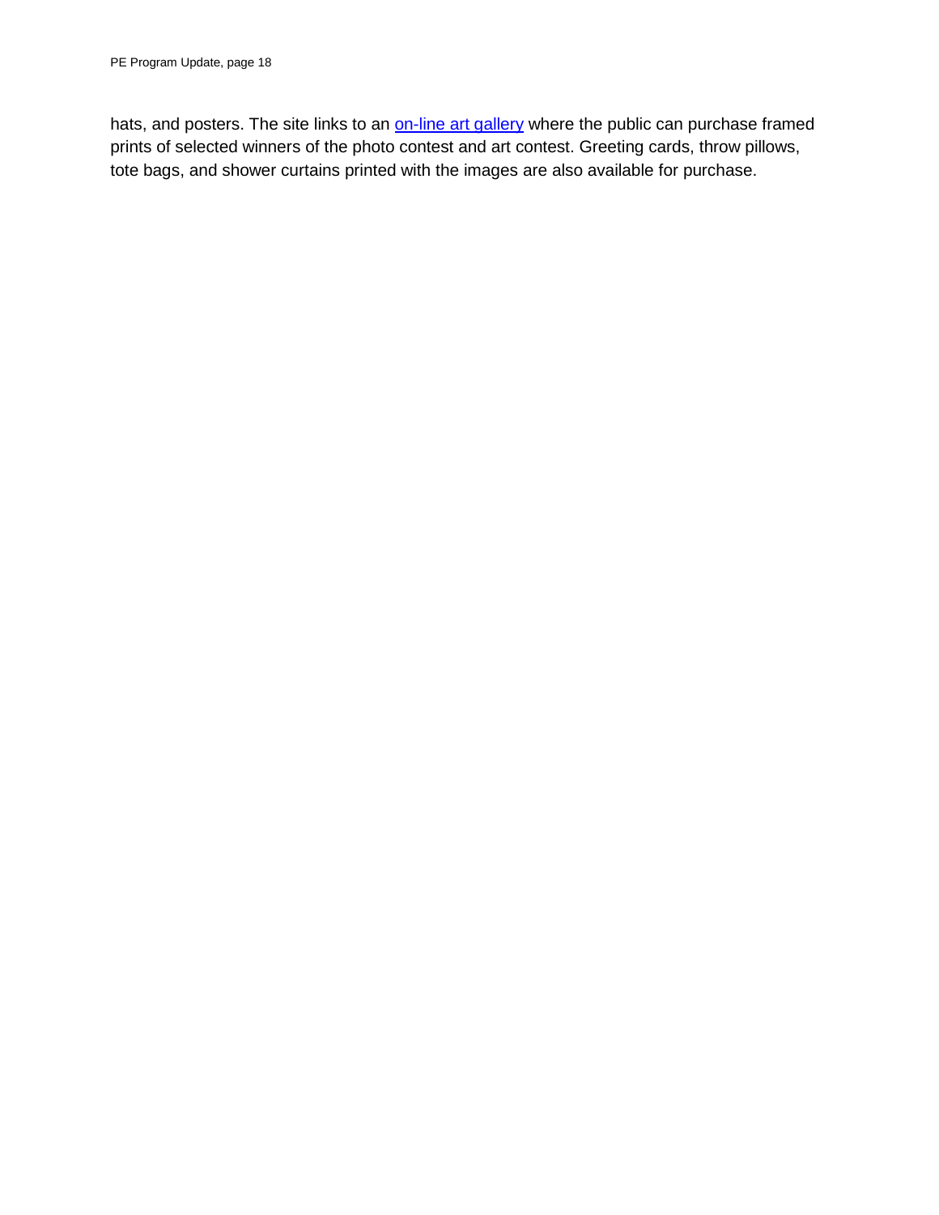hats, and posters. The site links to an on-line art gallery where the public can purchase framed prints of selected winners of the photo contest and art contest. Greeting cards, throw pillows, tote bags, and shower curtains printed with the images are also available for purchase.